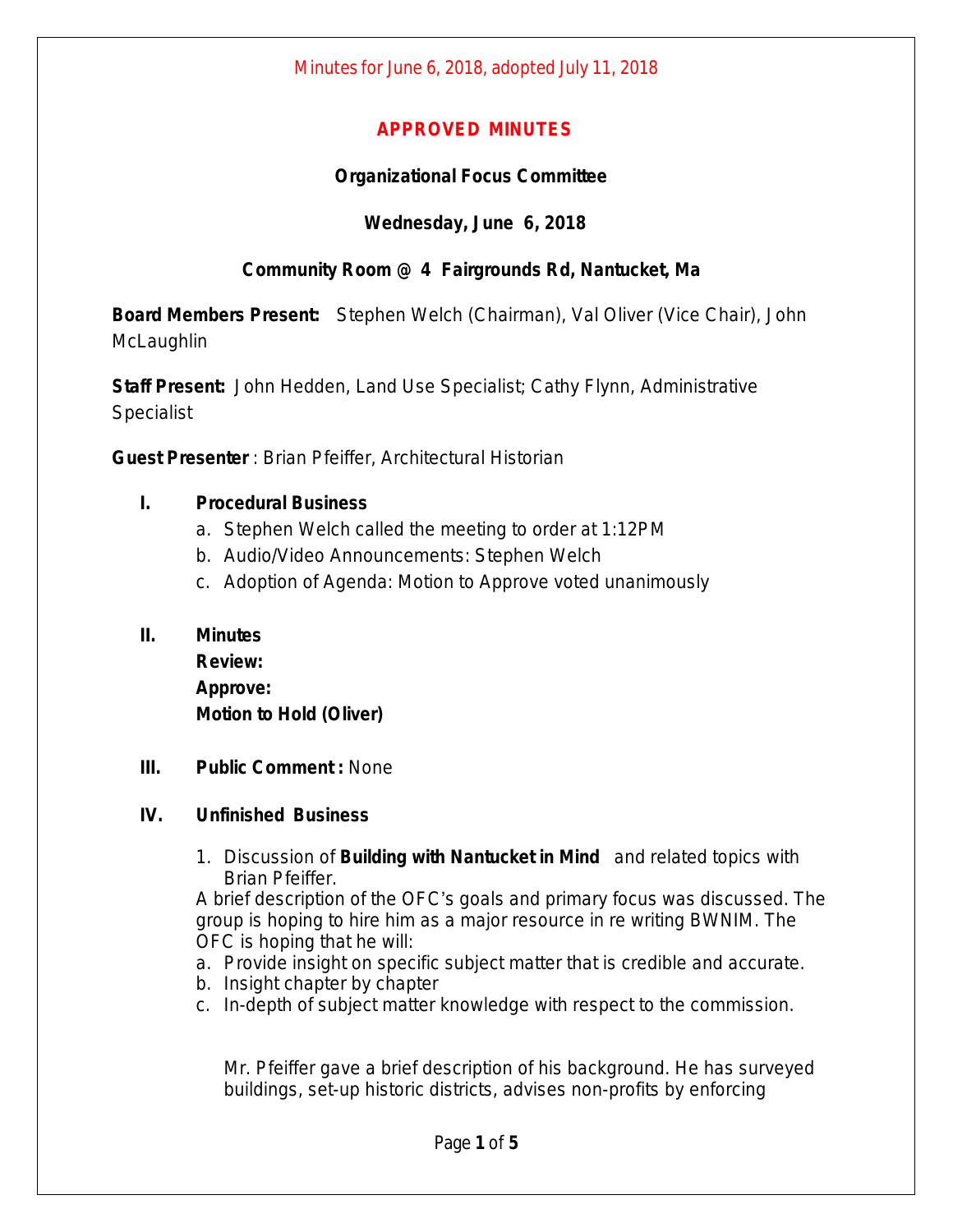Minutes for June 6, 2018, adopted July 11, 2018

# APPROVED MINUTES

## Organizational Focus Committee

## Wednesday, June 6, 2018

## Community Room @ 4 Fairgrounds Rd, Nantucket, Ma

**Board Members Present:** Stephen Welch (Chairman), Val Oliver (Vice Chair), John McLaughlin

**Staff Present:** John Hedden, Land Use Specialist; Cathy Flynn, Administrative Specialist

**Guest Presenter** : Brian Pfeiffer, Architectural Historian

**I. Procedural Business**

a. Stephen Welch called the meeting to order at 1:12PM
b. Audio/Video Announcements: Stephen Welch
c. Adoption of Agenda: Motion to Approve voted unanimously

**II. Minutes**
**Review:**
**Approve:**
**Motion to Hold (Oliver)**

**III. Public Comment :** None

**IV. Unfinished Business**

1. Discussion of **Building with Nantucket in Mind** and related topics with Brian Pfeiffer.

A brief description of the OFC's goals and primary focus was discussed. The group is hoping to hire him as a major resource in re writing BWNIM. The OFC is hoping that he will:

a. Provide insight on specific subject matter that is credible and accurate.
b. Insight chapter by chapter
c. In-depth of subject matter knowledge with respect to the commission.

Mr. Pfeiffer gave a brief description of his background. He has surveyed buildings, set-up historic districts, advises non-profits by enforcing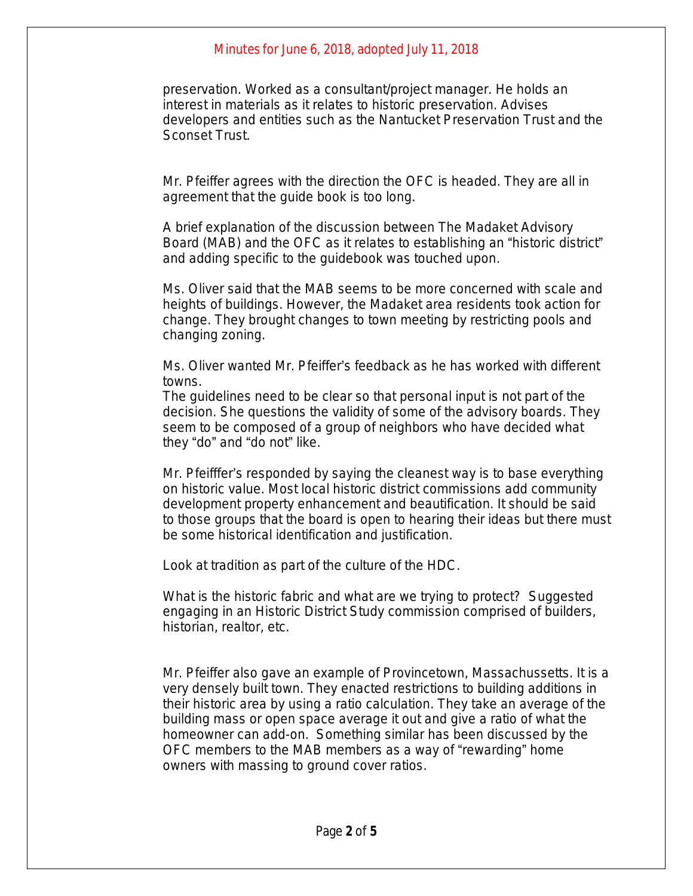preservation. Worked as a consultant/project manager. He holds an interest in materials as it relates to historic preservation. Advises developers and entities such as the Nantucket Preservation Trust and the Sconset Trust.

Mr. Pfeiffer agrees with the direction the OFC is headed. They are all in agreement that the guide book is too long.

A brief explanation of the discussion between The Madaket Advisory Board (MAB) and the OFC as it relates to establishing an "historic district" and adding specific to the guidebook was touched upon.

Ms. Oliver said that the MAB seems to be more concerned with scale and heights of buildings. However, the Madaket area residents took action for change. They brought changes to town meeting by restricting pools and changing zoning.

Ms. Oliver wanted Mr. Pfeiffer's feedback as he has worked with different towns.
The guidelines need to be clear so that personal input is not part of the decision. She questions the validity of some of the advisory boards. They seem to be composed of a group of neighbors who have decided what they "do" and "do not" like.

Mr. Pfeifffer's responded by saying the cleanest way is to base everything on historic value. Most local historic district commissions add community development property enhancement and beautification. It should be said to those groups that the board is open to hearing their ideas but there must be some historical identification and justification.

Look at tradition as part of the culture of the HDC.

What is the historic fabric and what are we trying to protect? Suggested engaging in an Historic District Study commission comprised of builders, historian, realtor, etc.

Mr. Pfeiffer also gave an example of Provincetown, Massachussetts. It is a very densely built town. They enacted restrictions to building additions in their historic area by using a ratio calculation. They take an average of the building mass or open space average it out and give a ratio of what the homeowner can add-on. Something similar has been discussed by the OFC members to the MAB members as a way of "rewarding" home owners with massing to ground cover ratios.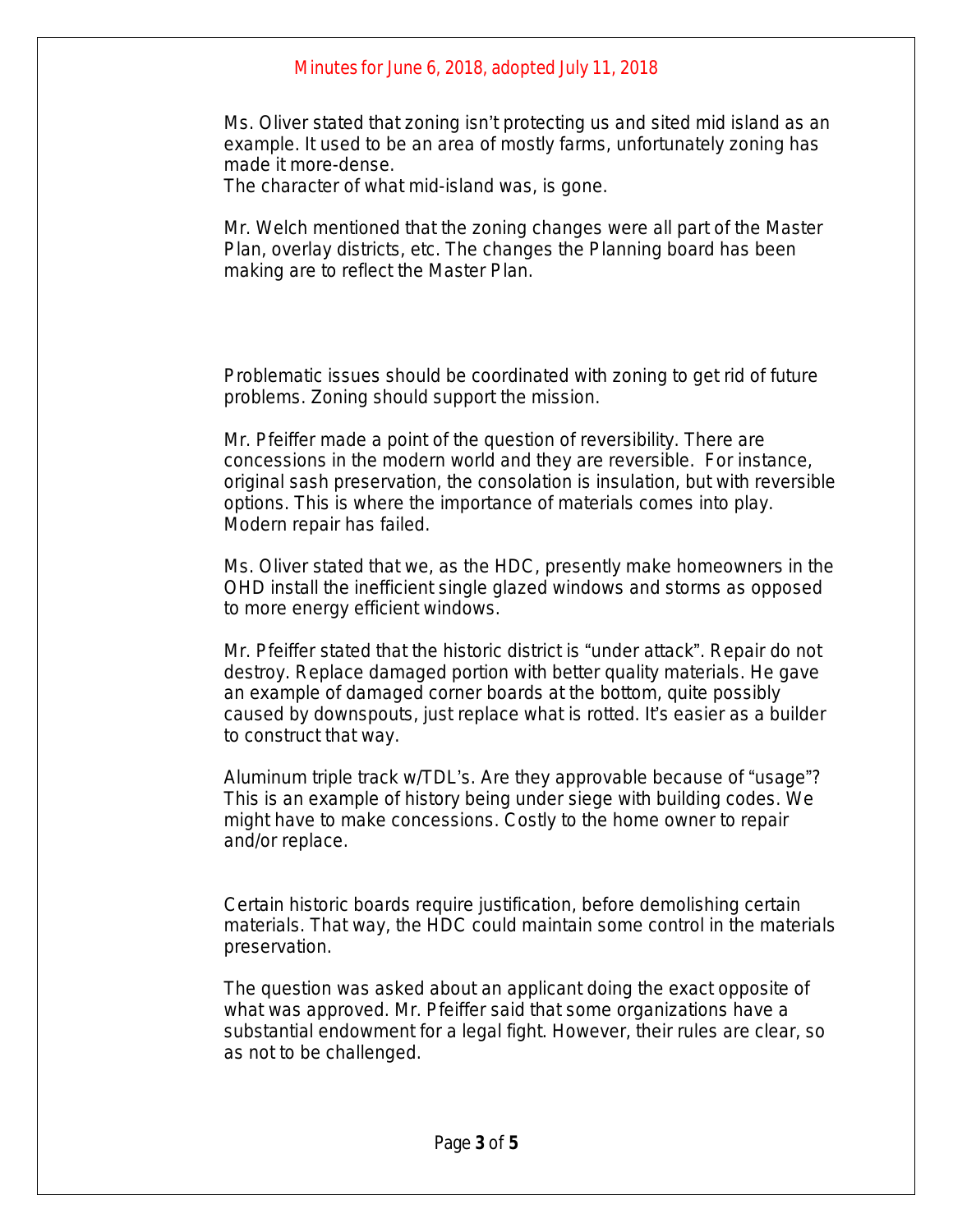Ms. Oliver stated that zoning isn't protecting us and sited mid island as an example. It used to be an area of mostly farms, unfortunately zoning has made it more-dense.
The character of what mid-island was, is gone.

Mr. Welch mentioned that the zoning changes were all part of the Master Plan, overlay districts, etc. The changes the Planning board has been making are to reflect the Master Plan.

Problematic issues should be coordinated with zoning to get rid of future problems. Zoning should support the mission.

Mr. Pfeiffer made a point of the question of reversibility. There are concessions in the modern world and they are reversible. For instance, original sash preservation, the consolation is insulation, but with reversible options. This is where the importance of materials comes into play. Modern repair has failed.

Ms. Oliver stated that we, as the HDC, presently make homeowners in the OHD install the inefficient single glazed windows and storms as opposed to more energy efficient windows.

Mr. Pfeiffer stated that the historic district is "under attack". Repair do not destroy. Replace damaged portion with better quality materials. He gave an example of damaged corner boards at the bottom, quite possibly caused by downspouts, just replace what is rotted. It's easier as a builder to construct that way.

Aluminum triple track w/TDL's. Are they approvable because of "usage"? This is an example of history being under siege with building codes. We might have to make concessions. Costly to the home owner to repair and/or replace.

Certain historic boards require justification, before demolishing certain materials. That way, the HDC could maintain some control in the materials preservation.

The question was asked about an applicant doing the exact opposite of what was approved. Mr. Pfeiffer said that some organizations have a substantial endowment for a legal fight. However, their rules are clear, so as not to be challenged.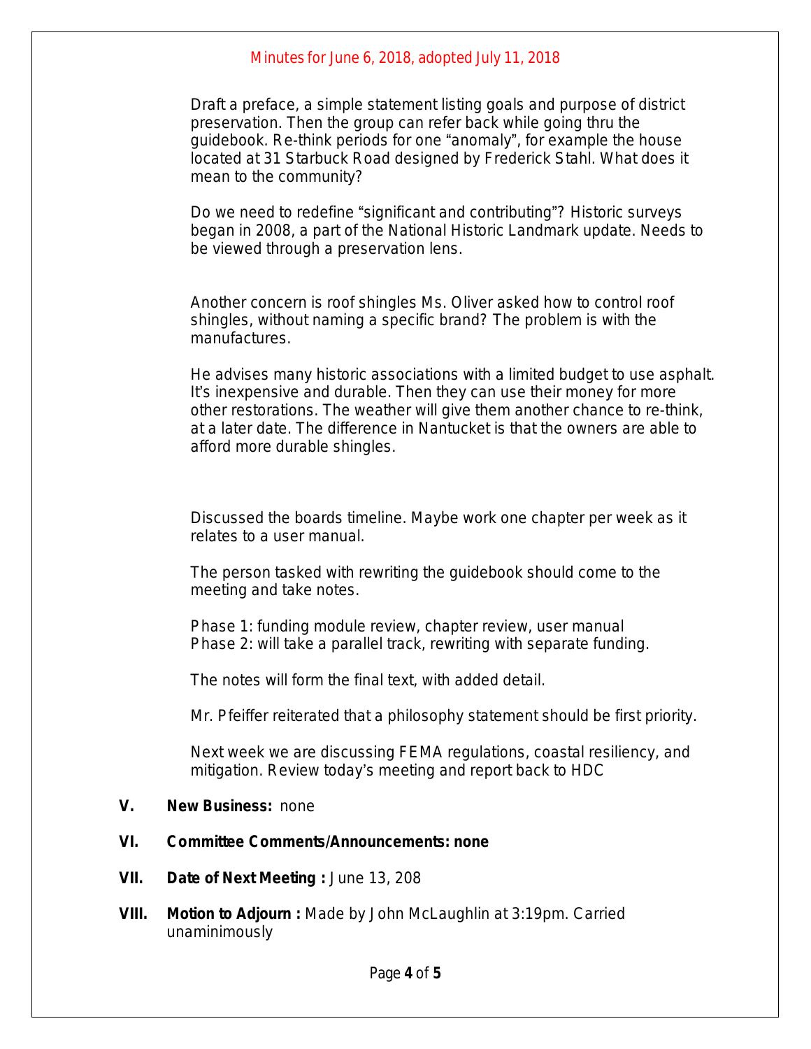Minutes for June 6, 2018, adopted July 11, 2018

Draft a preface, a simple statement listing goals and purpose of district preservation. Then the group can refer back while going thru the guidebook. Re-think periods for one "anomaly", for example the house located at 31 Starbuck Road designed by Frederick Stahl. What does it mean to the community?

Do we need to redefine "significant and contributing"? Historic surveys began in 2008, a part of the National Historic Landmark update. Needs to be viewed through a preservation lens.

Another concern is roof shingles Ms. Oliver asked how to control roof shingles, without naming a specific brand? The problem is with the manufactures.

He advises many historic associations with a limited budget to use asphalt. It's inexpensive and durable. Then they can use their money for more other restorations. The weather will give them another chance to re-think, at a later date. The difference in Nantucket is that the owners are able to afford more durable shingles.

Discussed the boards timeline. Maybe work one chapter per week as it relates to a user manual.

The person tasked with rewriting the guidebook should come to the meeting and take notes.

Phase 1: funding module review, chapter review, user manual
Phase 2: will take a parallel track, rewriting with separate funding.

The notes will form the final text, with added detail.

Mr. Pfeiffer reiterated that a philosophy statement should be first priority.

Next week we are discussing FEMA regulations, coastal resiliency, and mitigation. Review today's meeting and report back to HDC

**V. New Business:** none

**VI. Committee Comments/Announcements: none**

**VII. Date of Next Meeting :** June 13, 208

**VIII. Motion to Adjourn :** Made by John McLaughlin at 3:19pm. Carried unaminimously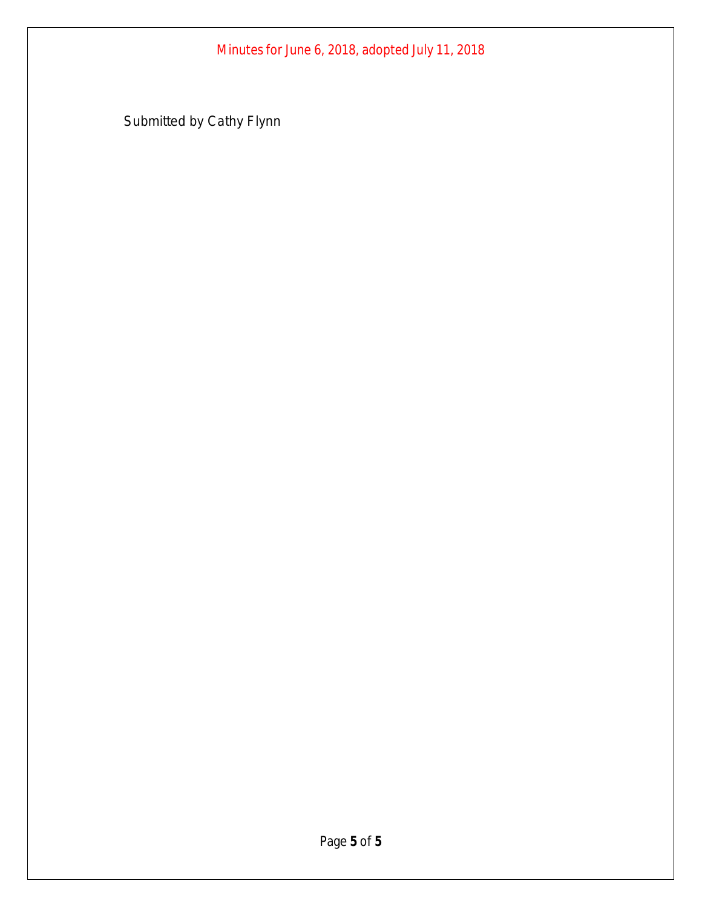Submitted by Cathy Flynn